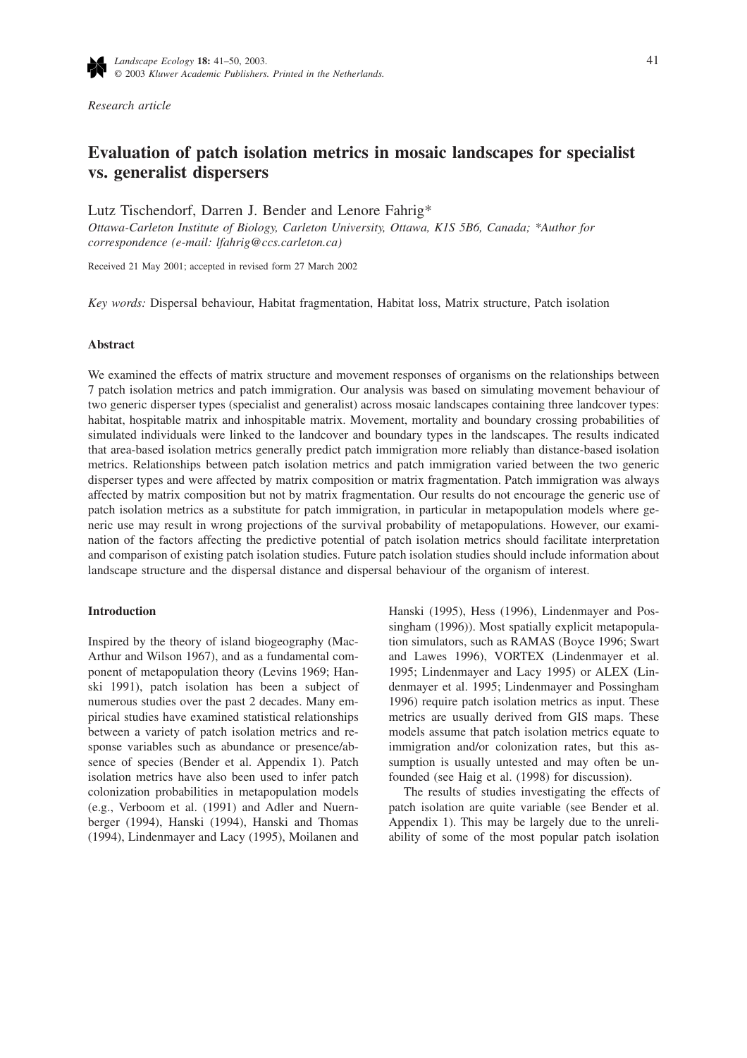*Research article*

# Evaluation of patch isolation metrics in mosaic landscapes for specialist vs. generalist dispersers

Lutz Tischendorf, Darren J. Bender and Lenore Fahrig*

*Ottawa-Carleton Institute of Biology, Carleton University, Ottawa, K1S 5B6, Canada; *Author for correspondence (e-mail: lfahrig@ccs.carleton.ca)*

Received 21 May 2001; accepted in revised form 27 March 2002

*Key words:* Dispersal behaviour, Habitat fragmentation, Habitat loss, Matrix structure, Patch isolation

## Abstract

We examined the effects of matrix structure and movement responses of organisms on the relationships between 7 patch isolation metrics and patch immigration. Our analysis was based on simulating movement behaviour of two generic disperser types (specialist and generalist) across mosaic landscapes containing three landcover types: habitat, hospitable matrix and inhospitable matrix. Movement, mortality and boundary crossing probabilities of simulated individuals were linked to the landcover and boundary types in the landscapes. The results indicated that area-based isolation metrics generally predict patch immigration more reliably than distance-based isolation metrics. Relationships between patch isolation metrics and patch immigration varied between the two generic disperser types and were affected by matrix composition or matrix fragmentation. Patch immigration was always affected by matrix composition but not by matrix fragmentation. Our results do not encourage the generic use of patch isolation metrics as a substitute for patch immigration, in particular in metapopulation models where generic use may result in wrong projections of the survival probability of metapopulations. However, our examination of the factors affecting the predictive potential of patch isolation metrics should facilitate interpretation and comparison of existing patch isolation studies. Future patch isolation studies should include information about landscape structure and the dispersal distance and dispersal behaviour of the organism of interest.

## Introduction

Inspired by the theory of island biogeography (MacArthur and Wilson 1967), and as a fundamental component of metapopulation theory (Levins 1969; Hanski 1991), patch isolation has been a subject of numerous studies over the past 2 decades. Many empirical studies have examined statistical relationships between a variety of patch isolation metrics and response variables such as abundance or presence/absence of species (Bender et al. Appendix 1). Patch isolation metrics have also been used to infer patch colonization probabilities in metapopulation models (e.g., Verboom et al. (1991) and Adler and Nuernberger (1994), Hanski (1994), Hanski and Thomas (1994), Lindenmayer and Lacy (1995), Moilanen and Hanski (1995), Hess (1996), Lindenmayer and Possingham (1996)). Most spatially explicit metapopulation simulators, such as RAMAS (Boyce 1996; Swart and Lawes 1996), VORTEX (Lindenmayer et al. 1995; Lindenmayer and Lacy 1995) or ALEX (Lindenmayer et al. 1995; Lindenmayer and Possingham 1996) require patch isolation metrics as input. These metrics are usually derived from GIS maps. These models assume that patch isolation metrics equate to immigration and/or colonization rates, but this assumption is usually untested and may often be unfounded (see Haig et al. (1998) for discussion).

The results of studies investigating the effects of patch isolation are quite variable (see Bender et al. Appendix 1). This may be largely due to the unreliability of some of the most popular patch isolation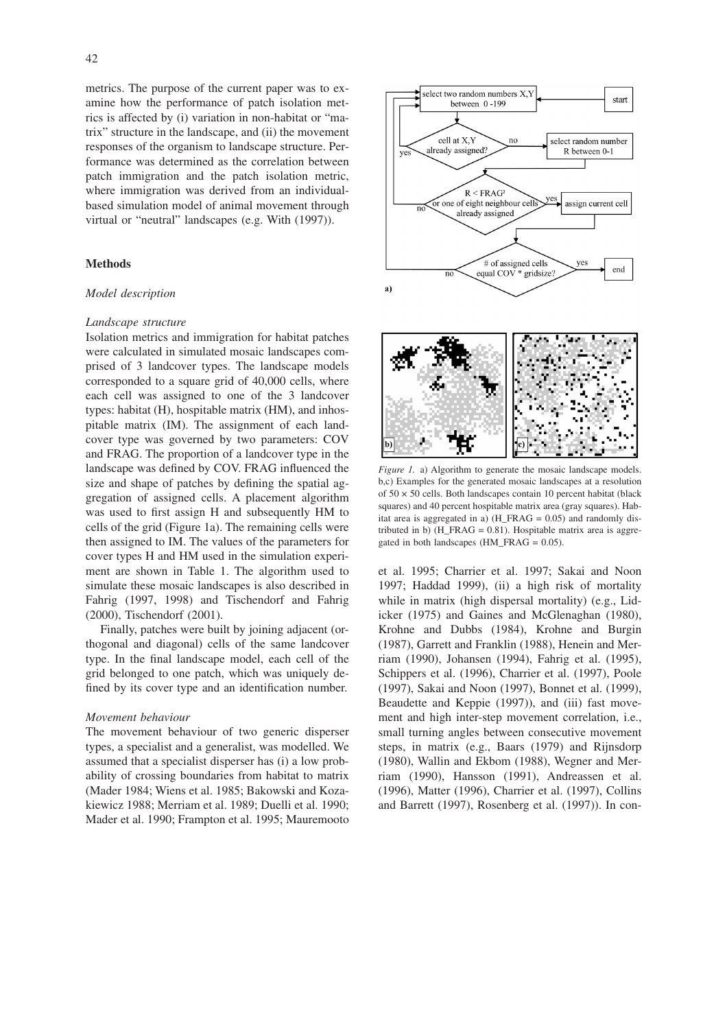metrics. The purpose of the current paper was to examine how the performance of patch isolation metrics is affected by (i) variation in non-habitat or "matrix" structure in the landscape, and (ii) the movement responses of the organism to landscape structure. Performance was determined as the correlation between patch immigration and the patch isolation metric, where immigration was derived from an individual-based simulation model of animal movement through virtual or "neutral" landscapes (e.g. With (1997)).

## Methods

### *Model description*

#### *Landscape structure*

Isolation metrics and immigration for habitat patches were calculated in simulated mosaic landscapes comprised of 3 landcover types. The landscape models corresponded to a square grid of 40,000 cells, where each cell was assigned to one of the 3 landcover types: habitat (H), hospitable matrix (HM), and inhospitable matrix (IM). The assignment of each landcover type was governed by two parameters: COV and FRAG. The proportion of a landcover type in the landscape was defined by COV. FRAG influenced the size and shape of patches by defining the spatial aggregation of assigned cells. A placement algorithm was used to first assign H and subsequently HM to cells of the grid (Figure 1a). The remaining cells were then assigned to IM. The values of the parameters for cover types H and HM used in the simulation experiment are shown in Table 1. The algorithm used to simulate these mosaic landscapes is also described in Fahrig (1997, 1998) and Tischendorf and Fahrig (2000), Tischendorf (2001).

Finally, patches were built by joining adjacent (orthogonal and diagonal) cells of the same landcover type. In the final landscape model, each cell of the grid belonged to one patch, which was uniquely defined by its cover type and an identification number.

#### *Movement behaviour*

The movement behaviour of two generic disperser types, a specialist and a generalist, was modelled. We assumed that a specialist disperser has (i) a low probability of crossing boundaries from habitat to matrix (Mader 1984; Wiens et al. 1985; Bakowski and Kozakiewicz 1988; Merriam et al. 1989; Duelli et al. 1990; Mader et al. 1990; Frampton et al. 1995; Mauremooto et al. 1995; Charrier et al. 1997; Sakai and Noon 1997; Haddad 1999), (ii) a high risk of mortality while in matrix (high dispersal mortality) (e.g., Lidicker (1975) and Gaines and McGlenaghan (1980), Krohne and Dubbs (1984), Krohne and Burgin (1987), Garrett and Franklin (1988), Henein and Merriam (1990), Johansen (1994), Fahrig et al. (1995), Schippers et al. (1996), Charrier et al. (1997), Poole (1997), Sakai and Noon (1997), Bonnet et al. (1999), Beaudette and Keppie (1997)), and (iii) fast movement and high inter-step movement correlation, i.e., small turning angles between consecutive movement steps, in matrix (e.g., Baars (1979) and Rijnsdorp (1980), Wallin and Ekbom (1988), Wegner and Merriam (1990), Hansson (1991), Andreassen et al. (1996), Matter (1996), Charrier et al. (1997), Collins and Barrett (1997), Rosenberg et al. (1997)). In con-

*Figure 1.* a) Algorithm to generate the mosaic landscape models. b,c) Examples for the generated mosaic landscapes at a resolution of 50 × 50 cells. Both landscapes contain 10 percent habitat (black squares) and 40 percent hospitable matrix area (gray squares). Habitat area is aggregated in a) (H_FRAG = 0.05) and randomly distributed in b) (H_FRAG = 0.81). Hospitable matrix area is aggregated in both landscapes (HM_FRAG = 0.05).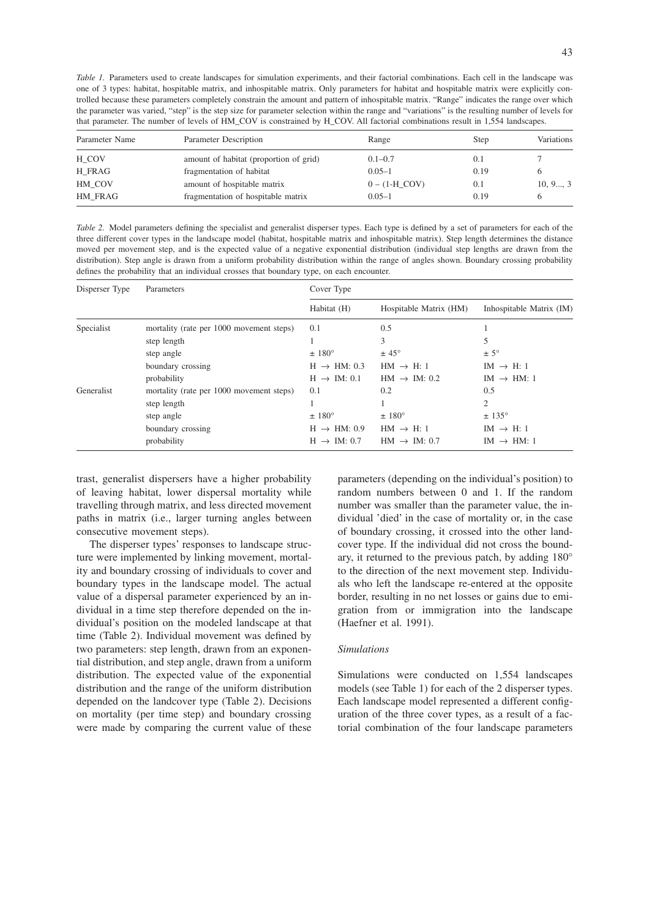*Table 1.* Parameters used to create landscapes for simulation experiments, and their factorial combinations. Each cell in the landscape was one of 3 types: habitat, hospitable matrix, and inhospitable matrix. Only parameters for habitat and hospitable matrix were explicitly controlled because these parameters completely constrain the amount and pattern of inhospitable matrix. "Range" indicates the range over which the parameter was varied, "step" is the step size for parameter selection within the range and "variations" is the resulting number of levels for that parameter. The number of levels of HM_COV is constrained by H_COV. All factorial combinations result in 1,554 landscapes.

| Parameter Name | Parameter Description | Range | Step | Variations |
|---|---|---|---|---|
| H_COV | amount of habitat (proportion of grid) | 0.1–0.7 | 0.1 | 7 |
| H_FRAG | fragmentation of habitat | 0.05–1 | 0.19 | 6 |
| HM_COV | amount of hospitable matrix | 0 – (1-H_COV) | 0.1 | 10, 9..., 3 |
| HM_FRAG | fragmentation of hospitable matrix | 0.05–1 | 0.19 | 6 |

*Table 2.* Model parameters defining the specialist and generalist disperser types. Each type is defined by a set of parameters for each of the three different cover types in the landscape model (habitat, hospitable matrix and inhospitable matrix). Step length determines the distance moved per movement step, and is the expected value of a negative exponential distribution (individual step lengths are drawn from the distribution). Step angle is drawn from a uniform probability distribution within the range of angles shown. Boundary crossing probability defines the probability that an individual crosses that boundary type, on each encounter.

| Disperser Type | Parameters | Cover Type | | |
|---|---|---|---|---|
| | | Habitat (H) | Hospitable Matrix (HM) | Inhospitable Matrix (IM) |
| Specialist | mortality (rate per 1000 movement steps) | 0.1 | 0.5 | 1 |
| | step length | 1 | 3 | 5 |
| | step angle | ± 180° | ± 45° | ± 5° |
| | boundary crossing | H → HM: 0.3 | HM → H: 1 | IM → H: 1 |
| | probability | H → IM: 0.1 | HM → IM: 0.2 | IM → HM: 1 |
| Generalist | mortality (rate per 1000 movement steps) | 0.1 | 0.2 | 0.5 |
| | step length | 1 | 1 | 2 |
| | step angle | ± 180° | ± 180° | ± 135° |
| | boundary crossing | H → HM: 0.9 | HM → H: 1 | IM → H: 1 |
| | probability | H → IM: 0.7 | HM → IM: 0.7 | IM → HM: 1 |

trast, generalist dispersers have a higher probability of leaving habitat, lower dispersal mortality while travelling through matrix, and less directed movement paths in matrix (i.e., larger turning angles between consecutive movement steps).

The disperser types' responses to landscape structure were implemented by linking movement, mortality and boundary crossing of individuals to cover and boundary types in the landscape model. The actual value of a dispersal parameter experienced by an individual in a time step therefore depended on the individual's position on the modeled landscape at that time (Table 2). Individual movement was defined by two parameters: step length, drawn from an exponential distribution, and step angle, drawn from a uniform distribution. The expected value of the exponential distribution and the range of the uniform distribution depended on the landcover type (Table 2). Decisions on mortality (per time step) and boundary crossing were made by comparing the current value of these parameters (depending on the individual's position) to random numbers between 0 and 1. If the random number was smaller than the parameter value, the individual 'died' in the case of mortality or, in the case of boundary crossing, it crossed into the other landcover type. If the individual did not cross the boundary, it returned to the previous patch, by adding 180° to the direction of the next movement step. Individuals who left the landscape re-entered at the opposite border, resulting in no net losses or gains due to emigration from or immigration into the landscape (Haefner et al. 1991).

### *Simulations*

Simulations were conducted on 1,554 landscapes models (see Table 1) for each of the 2 disperser types. Each landscape model represented a different configuration of the three cover types, as a result of a factorial combination of the four landscape parameters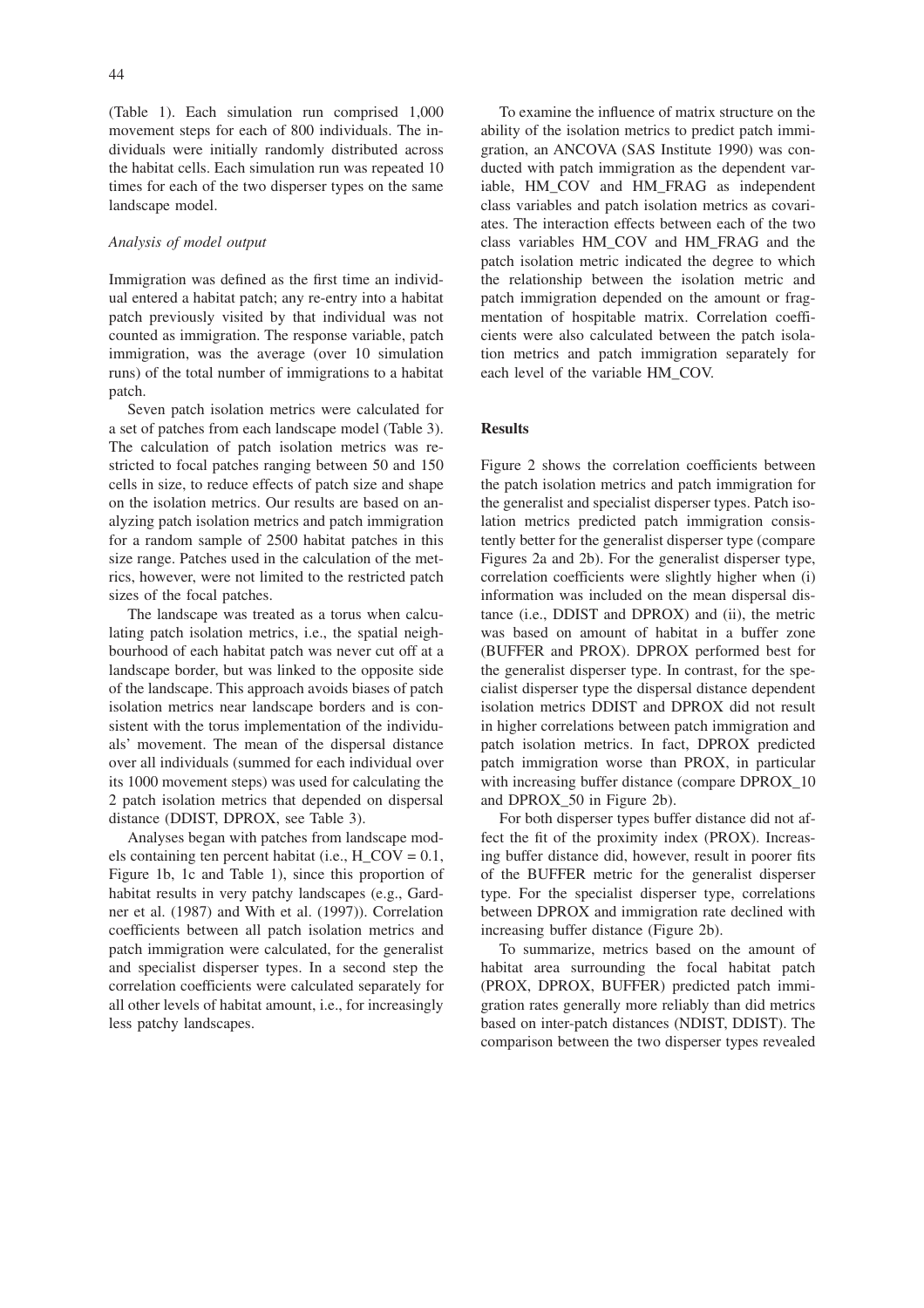(Table 1). Each simulation run comprised 1,000 movement steps for each of 800 individuals. The individuals were initially randomly distributed across the habitat cells. Each simulation run was repeated 10 times for each of the two disperser types on the same landscape model.

### *Analysis of model output*

Immigration was defined as the first time an individual entered a habitat patch; any re-entry into a habitat patch previously visited by that individual was not counted as immigration. The response variable, patch immigration, was the average (over 10 simulation runs) of the total number of immigrations to a habitat patch.

Seven patch isolation metrics were calculated for a set of patches from each landscape model (Table 3). The calculation of patch isolation metrics was restricted to focal patches ranging between 50 and 150 cells in size, to reduce effects of patch size and shape on the isolation metrics. Our results are based on analyzing patch isolation metrics and patch immigration for a random sample of 2500 habitat patches in this size range. Patches used in the calculation of the metrics, however, were not limited to the restricted patch sizes of the focal patches.

The landscape was treated as a torus when calculating patch isolation metrics, i.e., the spatial neighbourhood of each habitat patch was never cut off at a landscape border, but was linked to the opposite side of the landscape. This approach avoids biases of patch isolation metrics near landscape borders and is consistent with the torus implementation of the individuals' movement. The mean of the dispersal distance over all individuals (summed for each individual over its 1000 movement steps) was used for calculating the 2 patch isolation metrics that depended on dispersal distance (DDIST, DPROX, see Table 3).

Analyses began with patches from landscape models containing ten percent habitat (i.e., H_COV = 0.1, Figure 1b, 1c and Table 1), since this proportion of habitat results in very patchy landscapes (e.g., Gardner et al. (1987) and With et al. (1997)). Correlation coefficients between all patch isolation metrics and patch immigration were calculated, for the generalist and specialist disperser types. In a second step the correlation coefficients were calculated separately for all other levels of habitat amount, i.e., for increasingly less patchy landscapes.

To examine the influence of matrix structure on the ability of the isolation metrics to predict patch immigration, an ANCOVA (SAS Institute 1990) was conducted with patch immigration as the dependent variable, HM_COV and HM_FRAG as independent class variables and patch isolation metrics as covariates. The interaction effects between each of the two class variables HM_COV and HM_FRAG and the patch isolation metric indicated the degree to which the relationship between the isolation metric and patch immigration depended on the amount or fragmentation of hospitable matrix. Correlation coefficients were also calculated between the patch isolation metrics and patch immigration separately for each level of the variable HM_COV.

## Results

Figure 2 shows the correlation coefficients between the patch isolation metrics and patch immigration for the generalist and specialist disperser types. Patch isolation metrics predicted patch immigration consistently better for the generalist disperser type (compare Figures 2a and 2b). For the generalist disperser type, correlation coefficients were slightly higher when (i) information was included on the mean dispersal distance (i.e., DDIST and DPROX) and (ii), the metric was based on amount of habitat in a buffer zone (BUFFER and PROX). DPROX performed best for the generalist disperser type. In contrast, for the specialist disperser type the dispersal distance dependent isolation metrics DDIST and DPROX did not result in higher correlations between patch immigration and patch isolation metrics. In fact, DPROX predicted patch immigration worse than PROX, in particular with increasing buffer distance (compare DPROX_10 and DPROX_50 in Figure 2b).

For both disperser types buffer distance did not affect the fit of the proximity index (PROX). Increasing buffer distance did, however, result in poorer fits of the BUFFER metric for the generalist disperser type. For the specialist disperser type, correlations between DPROX and immigration rate declined with increasing buffer distance (Figure 2b).

To summarize, metrics based on the amount of habitat area surrounding the focal habitat patch (PROX, DPROX, BUFFER) predicted patch immigration rates generally more reliably than did metrics based on inter-patch distances (NDIST, DDIST). The comparison between the two disperser types revealed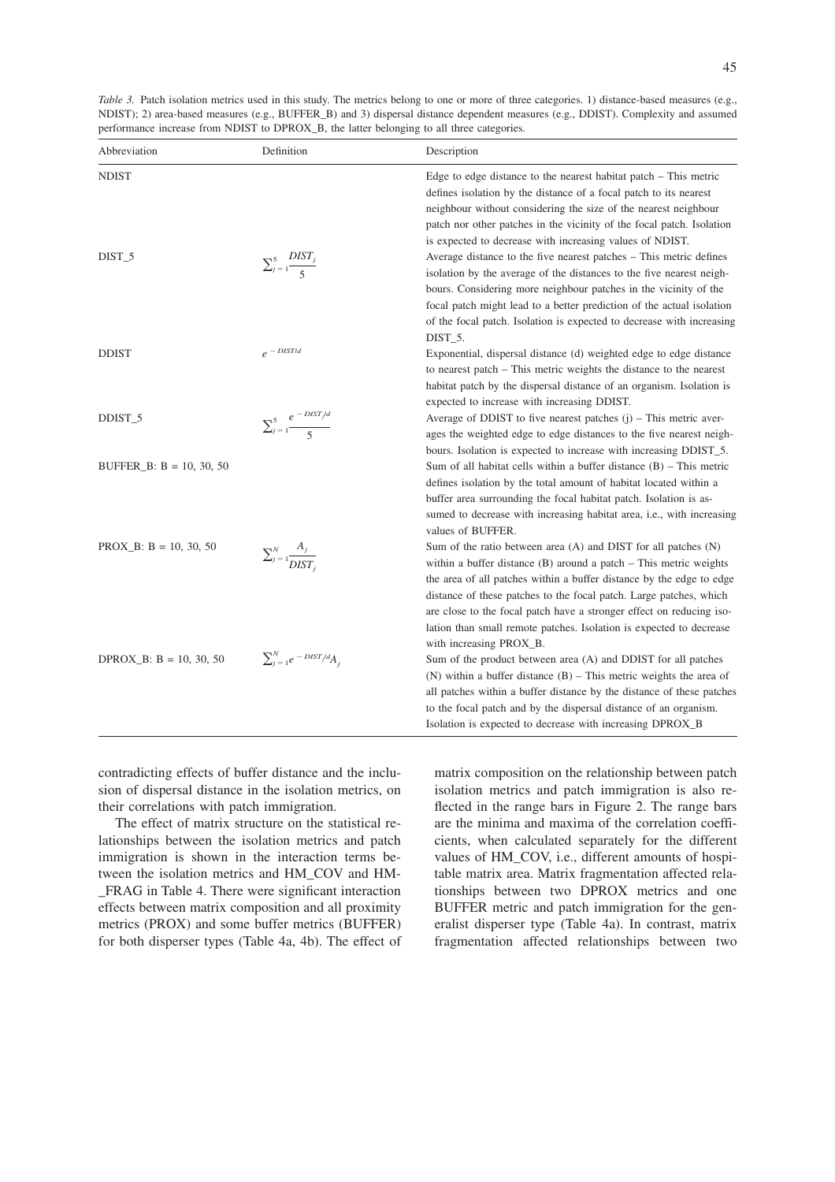*Table 3.* Patch isolation metrics used in this study. The metrics belong to one or more of three categories. 1) distance-based measures (e.g., NDIST); 2) area-based measures (e.g., BUFFER_B) and 3) dispersal distance dependent measures (e.g., DDIST). Complexity and assumed performance increase from NDIST to DPROX_B, the latter belonging to all three categories.

| Abbreviation | Definition | Description |
|---|---|---|
| NDIST | | Edge to edge distance to the nearest habitat patch – This metric defines isolation by the distance of a focal patch to its nearest neighbour without considering the size of the nearest neighbour patch nor other patches in the vicinity of the focal patch. Isolation is expected to decrease with increasing values of NDIST. |
| DIST_5 | $\sum_{j=1}^{5} \frac{DIST_j}{5}$ | Average distance to the five nearest patches – This metric defines isolation by the average of the distances to the five nearest neighbours. Considering more neighbour patches in the vicinity of the focal patch might lead to a better prediction of the actual isolation of the focal patch. Isolation is expected to decrease with increasing DIST_5. |
| DDIST | $e^{-DIST/d}$ | Exponential, dispersal distance (d) weighted edge to edge distance to nearest patch – This metric weights the distance to the nearest habitat patch by the dispersal distance of an organism. Isolation is expected to increase with increasing DDIST. |
| DDIST_5 | $\sum_{j=1}^{5} \frac{e^{-DIST_j/d}}{5}$ | Average of DDIST to five nearest patches (j) – This metric averages the weighted edge to edge distances to the five nearest neighbours. Isolation is expected to increase with increasing DDIST_5. |
| BUFFER_B: B = 10, 30, 50 | | Sum of all habitat cells within a buffer distance (B) – This metric defines isolation by the total amount of habitat located within a buffer area surrounding the focal habitat patch. Isolation is assumed to decrease with increasing habitat area, i.e., with increasing values of BUFFER. |
| PROX_B: B = 10, 30, 50 | $\sum_{j=1}^{N} \frac{A_j}{DIST_j}$ | Sum of the ratio between area (A) and DIST for all patches (N) within a buffer distance (B) around a patch – This metric weights the area of all patches within a buffer distance by the edge to edge distance of these patches to the focal patch. Large patches, which are close to the focal patch have a stronger effect on reducing isolation than small remote patches. Isolation is expected to decrease with increasing PROX_B. |
| DPROX_B: B = 10, 30, 50 | $\sum_{j=1}^{N} e^{-DIST_j/d} A_j$ | Sum of the product between area (A) and DDIST for all patches (N) within a buffer distance (B) – This metric weights the area of all patches within a buffer distance by the distance of these patches to the focal patch and by the dispersal distance of an organism. Isolation is expected to decrease with increasing DPROX_B |

contradicting effects of buffer distance and the inclusion of dispersal distance in the isolation metrics, on their correlations with patch immigration.

The effect of matrix structure on the statistical relationships between the isolation metrics and patch immigration is shown in the interaction terms between the isolation metrics and HM_COV and HM_FRAG in Table 4. There were significant interaction effects between matrix composition and all proximity metrics (PROX) and some buffer metrics (BUFFER) for both disperser types (Table 4a, 4b). The effect of matrix composition on the relationship between patch isolation metrics and patch immigration is also reflected in the range bars in Figure 2. The range bars are the minima and maxima of the correlation coefficients, when calculated separately for the different values of HM_COV, i.e., different amounts of hospitable matrix area. Matrix fragmentation affected relationships between two DPROX metrics and one BUFFER metric and patch immigration for the generalist disperser type (Table 4a). In contrast, matrix fragmentation affected relationships between two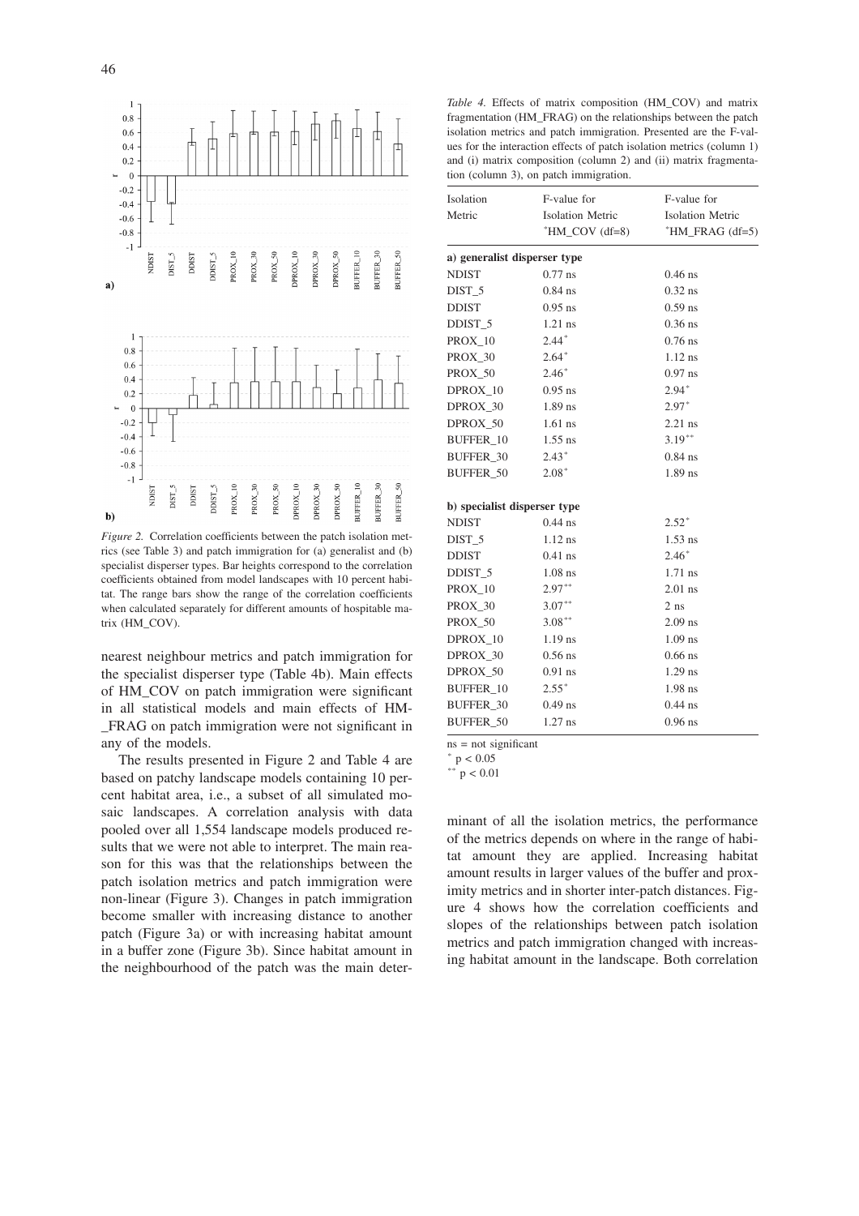*Figure 2.* Correlation coefficients between the patch isolation metrics (see Table 3) and patch immigration for (a) generalist and (b) specialist disperser types. Bar heights correspond to the correlation coefficients obtained from model landscapes with 10 percent habitat. The range bars show the range of the correlation coefficients when calculated separately for different amounts of hospitable matrix (HM_COV).

nearest neighbour metrics and patch immigration for the specialist disperser type (Table 4b). Main effects of HM_COV on patch immigration were significant in all statistical models and main effects of HM-_FRAG on patch immigration were not significant in any of the models.

The results presented in Figure 2 and Table 4 are based on patchy landscape models containing 10 percent habitat area, i.e., a subset of all simulated mosaic landscapes. A correlation analysis with data pooled over all 1,554 landscape models produced results that we were not able to interpret. The main reason for this was that the relationships between the patch isolation metrics and patch immigration were non-linear (Figure 3). Changes in patch immigration become smaller with increasing distance to another patch (Figure 3a) or with increasing habitat amount in a buffer zone (Figure 3b). Since habitat amount in the neighbourhood of the patch was the main determinant of all the isolation metrics, the performance of the metrics depends on where in the range of habitat amount they are applied. Increasing habitat amount results in larger values of the buffer and proximity metrics and in shorter inter-patch distances. Figure 4 shows how the correlation coefficients and slopes of the relationships between patch isolation metrics and patch immigration changed with increasing habitat amount in the landscape. Both correlation

*Table 4.* Effects of matrix composition (HM_COV) and matrix fragmentation (HM_FRAG) on the relationships between the patch isolation metrics and patch immigration. Presented are the F-values for the interaction effects of patch isolation metrics (column 1) and (i) matrix composition (column 2) and (ii) matrix fragmentation (column 3), on patch immigration.

| Isolation Metric | F-value for Isolation Metric *HM_COV (df=8) | F-value for Isolation Metric *HM_FRAG (df=5) |
|---|---|---|
| **a) generalist disperser type** | | |
| NDIST | 0.77 ns | 0.46 ns |
| DIST_5 | 0.84 ns | 0.32 ns |
| DDIST | 0.95 ns | 0.59 ns |
| DDIST_5 | 1.21 ns | 0.36 ns |
| PROX_10 | 2.44* | 0.76 ns |
| PROX_30 | 2.64* | 1.12 ns |
| PROX_50 | 2.46* | 0.97 ns |
| DPROX_10 | 0.95 ns | 2.94* |
| DPROX_30 | 1.89 ns | 2.97* |
| DPROX_50 | 1.61 ns | 2.21 ns |
| BUFFER_10 | 1.55 ns | 3.19** |
| BUFFER_30 | 2.43* | 0.84 ns |
| BUFFER_50 | 2.08* | 1.89 ns |
| **b) specialist disperser type** | | |
| NDIST | 0.44 ns | 2.52* |
| DIST_5 | 1.12 ns | 1.53 ns |
| DDIST | 0.41 ns | 2.46* |
| DDIST_5 | 1.08 ns | 1.71 ns |
| PROX_10 | 2.97** | 2.01 ns |
| PROX_30 | 3.07** | 2 ns |
| PROX_50 | 3.08** | 2.09 ns |
| DPROX_10 | 1.19 ns | 1.09 ns |
| DPROX_30 | 0.56 ns | 0.66 ns |
| DPROX_50 | 0.91 ns | 1.29 ns |
| BUFFER_10 | 2.55* | 1.98 ns |
| BUFFER_30 | 0.49 ns | 0.44 ns |
| BUFFER_50 | 1.27 ns | 0.96 ns |

ns = not significant
* $p < 0.05$
** $p < 0.01$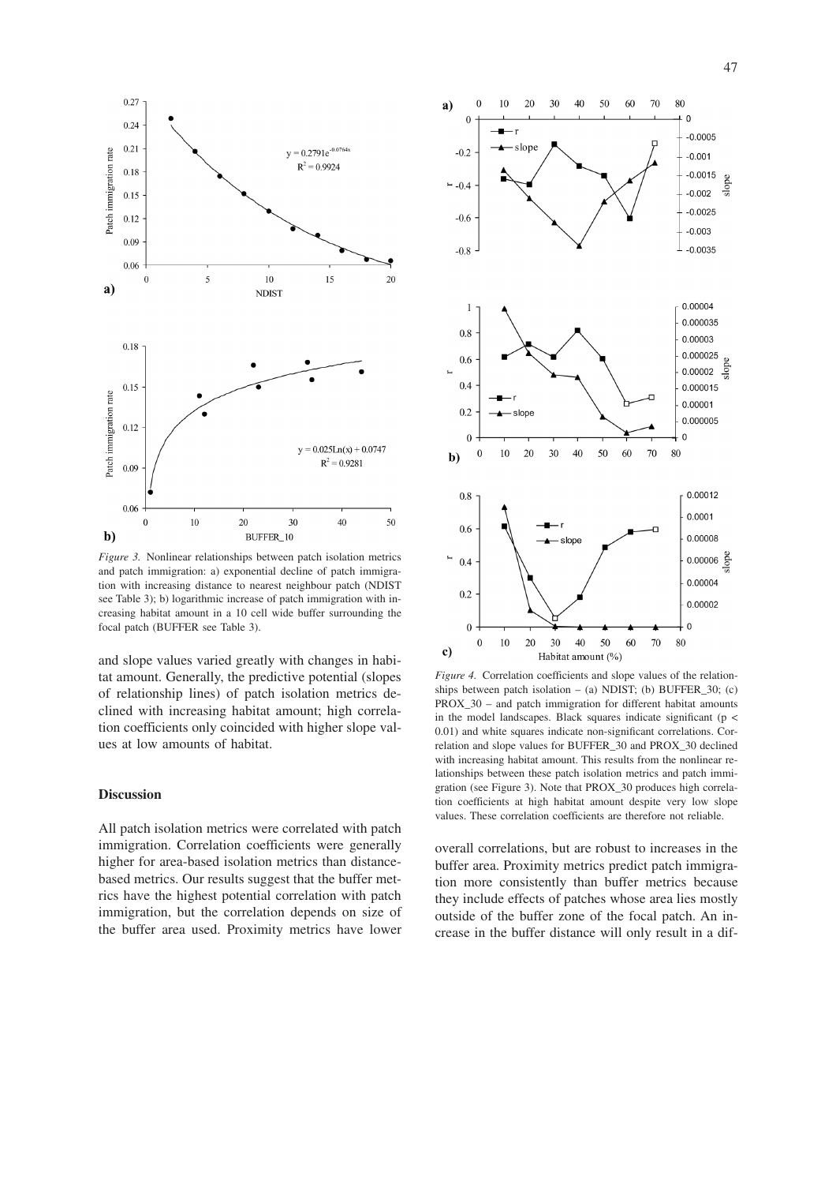*Figure 3.* Nonlinear relationships between patch isolation metrics and patch immigration: a) exponential decline of patch immigration with increasing distance to nearest neighbour patch (NDIST see Table 3); b) logarithmic increase of patch immigration with increasing habitat amount in a 10 cell wide buffer surrounding the focal patch (BUFFER see Table 3).

*Figure 4.* Correlation coefficients and slope values of the relationships between patch isolation – (a) NDIST; (b) BUFFER_30; (c) PROX_30 – and patch immigration for different habitat amounts in the model landscapes. Black squares indicate significant ($p < 0.01$) and white squares indicate non-significant correlations. Correlation and slope values for BUFFER_30 and PROX_30 declined with increasing habitat amount. This results from the nonlinear relationships between these patch isolation metrics and patch immigration (see Figure 3). Note that PROX_30 produces high correlation coefficients at high habitat amount despite very low slope values. These correlation coefficients are therefore not reliable.

and slope values varied greatly with changes in habitat amount. Generally, the predictive potential (slopes of relationship lines) of patch isolation metrics declined with increasing habitat amount; high correlation coefficients only coincided with higher slope values at low amounts of habitat.

## Discussion

All patch isolation metrics were correlated with patch immigration. Correlation coefficients were generally higher for area-based isolation metrics than distance-based metrics. Our results suggest that the buffer metrics have the highest potential correlation with patch immigration, but the correlation depends on size of the buffer area used. Proximity metrics have lower overall correlations, but are robust to increases in the buffer area. Proximity metrics predict patch immigration more consistently than buffer metrics because they include effects of patches whose area lies mostly outside of the buffer zone of the focal patch. An increase in the buffer distance will only result in a dif-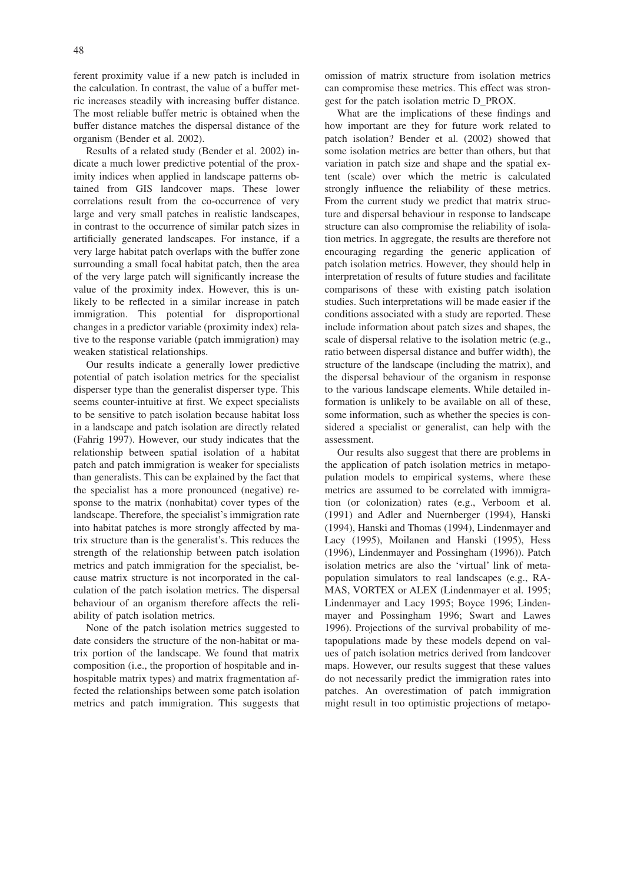ferent proximity value if a new patch is included in the calculation. In contrast, the value of a buffer metric increases steadily with increasing buffer distance. The most reliable buffer metric is obtained when the buffer distance matches the dispersal distance of the organism (Bender et al. 2002).

Results of a related study (Bender et al. 2002) indicate a much lower predictive potential of the proximity indices when applied in landscape patterns obtained from GIS landcover maps. These lower correlations result from the co-occurrence of very large and very small patches in realistic landscapes, in contrast to the occurrence of similar patch sizes in artificially generated landscapes. For instance, if a very large habitat patch overlaps with the buffer zone surrounding a small focal habitat patch, then the area of the very large patch will significantly increase the value of the proximity index. However, this is unlikely to be reflected in a similar increase in patch immigration. This potential for disproportional changes in a predictor variable (proximity index) relative to the response variable (patch immigration) may weaken statistical relationships.

Our results indicate a generally lower predictive potential of patch isolation metrics for the specialist disperser type than the generalist disperser type. This seems counter-intuitive at first. We expect specialists to be sensitive to patch isolation because habitat loss in a landscape and patch isolation are directly related (Fahrig 1997). However, our study indicates that the relationship between spatial isolation of a habitat patch and patch immigration is weaker for specialists than generalists. This can be explained by the fact that the specialist has a more pronounced (negative) response to the matrix (nonhabitat) cover types of the landscape. Therefore, the specialist's immigration rate into habitat patches is more strongly affected by matrix structure than is the generalist's. This reduces the strength of the relationship between patch isolation metrics and patch immigration for the specialist, because matrix structure is not incorporated in the calculation of the patch isolation metrics. The dispersal behaviour of an organism therefore affects the reliability of patch isolation metrics.

None of the patch isolation metrics suggested to date considers the structure of the non-habitat or matrix portion of the landscape. We found that matrix composition (i.e., the proportion of hospitable and inhospitable matrix types) and matrix fragmentation affected the relationships between some patch isolation metrics and patch immigration. This suggests that omission of matrix structure from isolation metrics can compromise these metrics. This effect was strongest for the patch isolation metric D_PROX.

What are the implications of these findings and how important are they for future work related to patch isolation? Bender et al. (2002) showed that some isolation metrics are better than others, but that variation in patch size and shape and the spatial extent (scale) over which the metric is calculated strongly influence the reliability of these metrics. From the current study we predict that matrix structure and dispersal behaviour in response to landscape structure can also compromise the reliability of isolation metrics. In aggregate, the results are therefore not encouraging regarding the generic application of patch isolation metrics. However, they should help in interpretation of results of future studies and facilitate comparisons of these with existing patch isolation studies. Such interpretations will be made easier if the conditions associated with a study are reported. These include information about patch sizes and shapes, the scale of dispersal relative to the isolation metric (e.g., ratio between dispersal distance and buffer width), the structure of the landscape (including the matrix), and the dispersal behaviour of the organism in response to the various landscape elements. While detailed information is unlikely to be available on all of these, some information, such as whether the species is considered a specialist or generalist, can help with the assessment.

Our results also suggest that there are problems in the application of patch isolation metrics in metapopulation models to empirical systems, where these metrics are assumed to be correlated with immigration (or colonization) rates (e.g., Verboom et al. (1991) and Adler and Nuernberger (1994), Hanski (1994), Hanski and Thomas (1994), Lindenmayer and Lacy (1995), Moilanen and Hanski (1995), Hess (1996), Lindenmayer and Possingham (1996)). Patch isolation metrics are also the 'virtual' link of metapopulation simulators to real landscapes (e.g., RAMAS, VORTEX or ALEX (Lindenmayer et al. 1995; Lindenmayer and Lacy 1995; Boyce 1996; Lindenmayer and Possingham 1996; Swart and Lawes 1996). Projections of the survival probability of metapopulations made by these models depend on values of patch isolation metrics derived from landcover maps. However, our results suggest that these values do not necessarily predict the immigration rates into patches. An overestimation of patch immigration might result in too optimistic projections of metapo-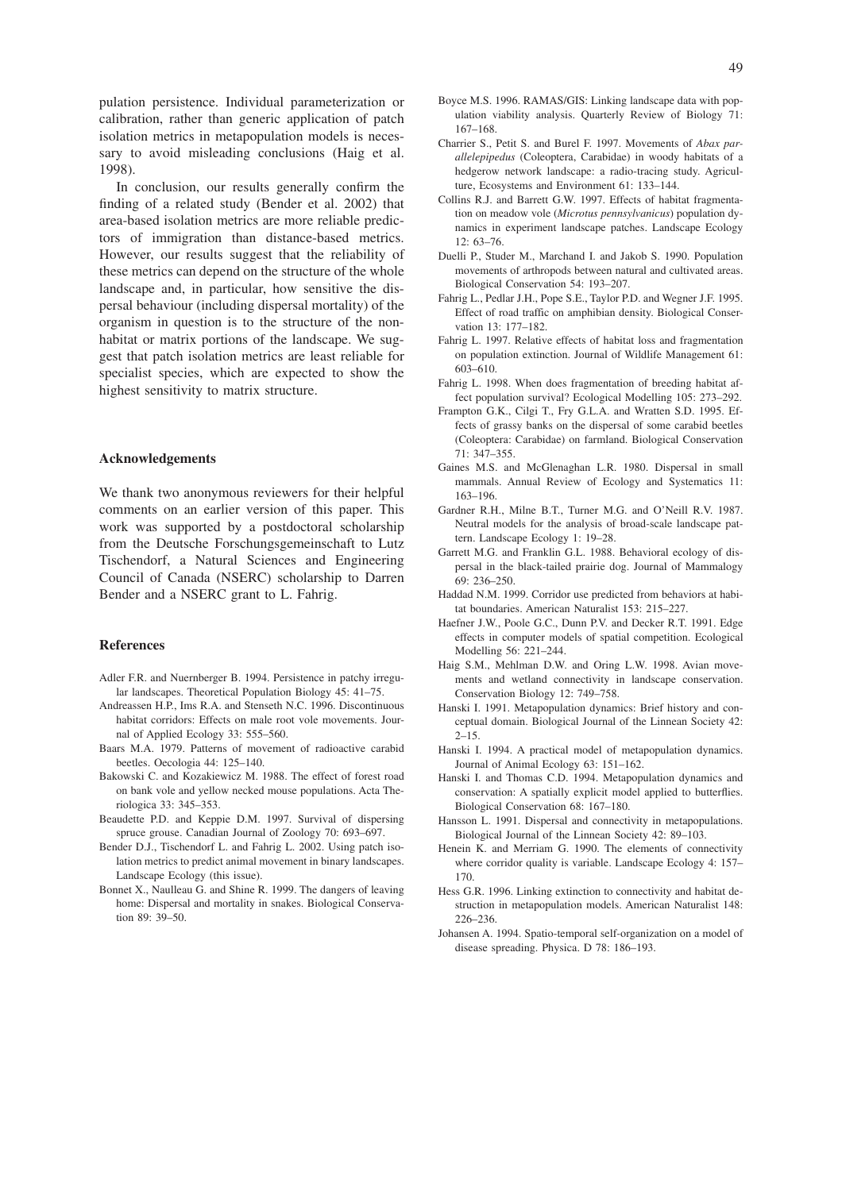pulation persistence. Individual parameterization or calibration, rather than generic application of patch isolation metrics in metapopulation models is necessary to avoid misleading conclusions (Haig et al. 1998).

In conclusion, our results generally confirm the finding of a related study (Bender et al. 2002) that area-based isolation metrics are more reliable predictors of immigration than distance-based metrics. However, our results suggest that the reliability of these metrics can depend on the structure of the whole landscape and, in particular, how sensitive the dispersal behaviour (including dispersal mortality) of the organism in question is to the structure of the non-habitat or matrix portions of the landscape. We suggest that patch isolation metrics are least reliable for specialist species, which are expected to show the highest sensitivity to matrix structure.

## Acknowledgements

We thank two anonymous reviewers for their helpful comments on an earlier version of this paper. This work was supported by a postdoctoral scholarship from the Deutsche Forschungsgemeinschaft to Lutz Tischendorf, a Natural Sciences and Engineering Council of Canada (NSERC) scholarship to Darren Bender and a NSERC grant to L. Fahrig.

## References

Adler F.R. and Nuernberger B. 1994. Persistence in patchy irregular landscapes. Theoretical Population Biology 45: 41–75.

Andreassen H.P., Ims R.A. and Stenseth N.C. 1996. Discontinuous habitat corridors: Effects on male root vole movements. Journal of Applied Ecology 33: 555–560.

Baars M.A. 1979. Patterns of movement of radioactive carabid beetles. Oecologia 44: 125–140.

Bakowski C. and Kozakiewicz M. 1988. The effect of forest road on bank vole and yellow necked mouse populations. Acta Theriologica 33: 345–353.

Beaudette P.D. and Keppie D.M. 1997. Survival of dispersing spruce grouse. Canadian Journal of Zoology 70: 693–697.

Bender D.J., Tischendorf L. and Fahrig L. 2002. Using patch isolation metrics to predict animal movement in binary landscapes. Landscape Ecology (this issue).

Bonnet X., Naulleau G. and Shine R. 1999. The dangers of leaving home: Dispersal and mortality in snakes. Biological Conservation 89: 39–50.

Boyce M.S. 1996. RAMAS/GIS: Linking landscape data with population viability analysis. Quarterly Review of Biology 71: 167–168.

Charrier S., Petit S. and Burel F. 1997. Movements of *Abax parallelepipedus* (Coleoptera, Carabidae) in woody habitats of a hedgerow network landscape: a radio-tracing study. Agriculture, Ecosystems and Environment 61: 133–144.

Collins R.J. and Barrett G.W. 1997. Effects of habitat fragmentation on meadow vole (*Microtus pennsylvanicus*) population dynamics in experiment landscape patches. Landscape Ecology 12: 63–76.

Duelli P., Studer M., Marchand I. and Jakob S. 1990. Population movements of arthropods between natural and cultivated areas. Biological Conservation 54: 193–207.

Fahrig L., Pedlar J.H., Pope S.E., Taylor P.D. and Wegner J.F. 1995. Effect of road traffic on amphibian density. Biological Conservation 13: 177–182.

Fahrig L. 1997. Relative effects of habitat loss and fragmentation on population extinction. Journal of Wildlife Management 61: 603–610.

Fahrig L. 1998. When does fragmentation of breeding habitat affect population survival? Ecological Modelling 105: 273–292.

Frampton G.K., Cilgi T., Fry G.L.A. and Wratten S.D. 1995. Effects of grassy banks on the dispersal of some carabid beetles (Coleoptera: Carabidae) on farmland. Biological Conservation 71: 347–355.

Gaines M.S. and McGlenaghan L.R. 1980. Dispersal in small mammals. Annual Review of Ecology and Systematics 11: 163–196.

Gardner R.H., Milne B.T., Turner M.G. and O'Neill R.V. 1987. Neutral models for the analysis of broad-scale landscape pattern. Landscape Ecology 1: 19–28.

Garrett M.G. and Franklin G.L. 1988. Behavioral ecology of dispersal in the black-tailed prairie dog. Journal of Mammalogy 69: 236–250.

Haddad N.M. 1999. Corridor use predicted from behaviors at habitat boundaries. American Naturalist 153: 215–227.

Haefner J.W., Poole G.C., Dunn P.V. and Decker R.T. 1991. Edge effects in computer models of spatial competition. Ecological Modelling 56: 221–244.

Haig S.M., Mehlman D.W. and Oring L.W. 1998. Avian movements and wetland connectivity in landscape conservation. Conservation Biology 12: 749–758.

Hanski I. 1991. Metapopulation dynamics: Brief history and conceptual domain. Biological Journal of the Linnean Society 42: 2–15.

Hanski I. 1994. A practical model of metapopulation dynamics. Journal of Animal Ecology 63: 151–162.

Hanski I. and Thomas C.D. 1994. Metapopulation dynamics and conservation: A spatially explicit model applied to butterflies. Biological Conservation 68: 167–180.

Hansson L. 1991. Dispersal and connectivity in metapopulations. Biological Journal of the Linnean Society 42: 89–103.

Henein K. and Merriam G. 1990. The elements of connectivity where corridor quality is variable. Landscape Ecology 4: 157–170.

Hess G.R. 1996. Linking extinction to connectivity and habitat destruction in metapopulation models. American Naturalist 148: 226–236.

Johansen A. 1994. Spatio-temporal self-organization on a model of disease spreading. Physica. D 78: 186–193.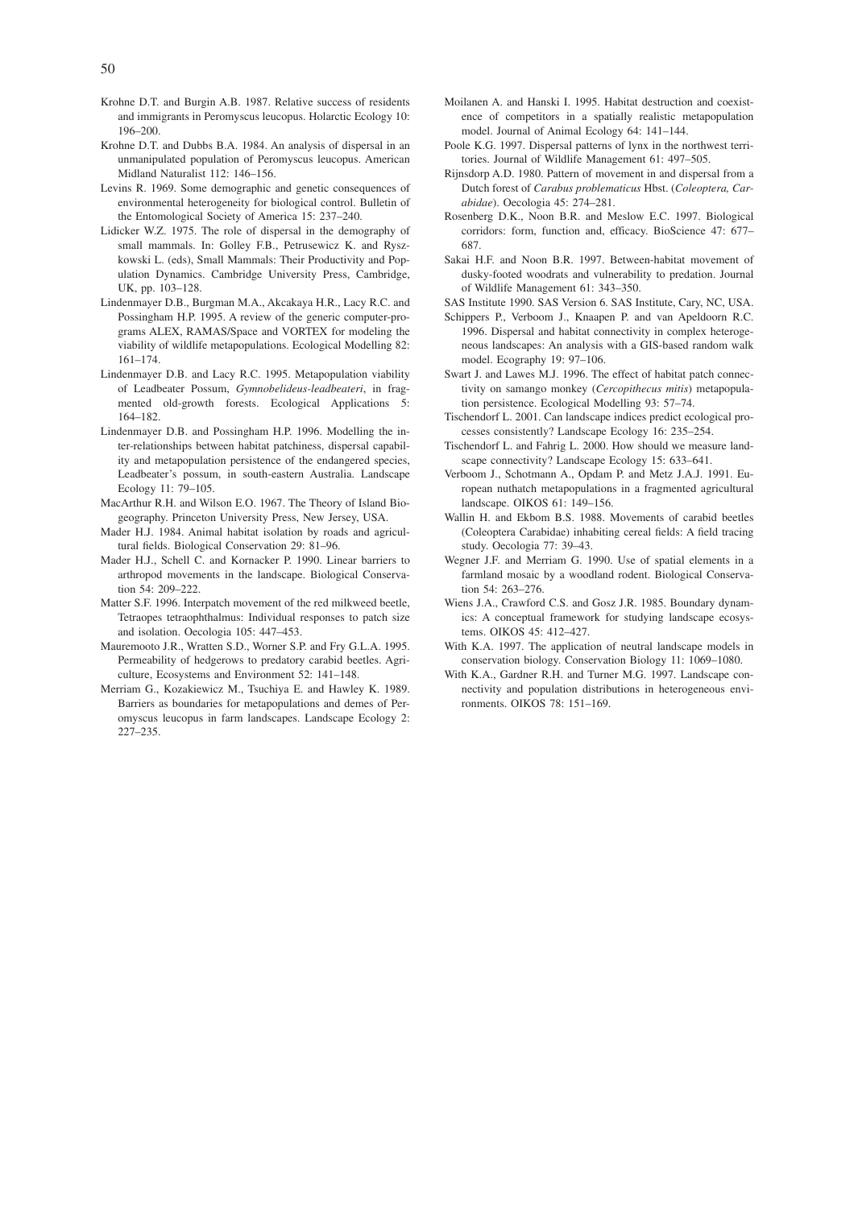Krohne D.T. and Burgin A.B. 1987. Relative success of residents and immigrants in Peromyscus leucopus. Holarctic Ecology 10: 196–200.

Krohne D.T. and Dubbs B.A. 1984. An analysis of dispersal in an unmanipulated population of Peromyscus leucopus. American Midland Naturalist 112: 146–156.

Levins R. 1969. Some demographic and genetic consequences of environmental heterogeneity for biological control. Bulletin of the Entomological Society of America 15: 237–240.

Lidicker W.Z. 1975. The role of dispersal in the demography of small mammals. In: Golley F.B., Petrusewicz K. and Ryszkowski L. (eds), Small Mammals: Their Productivity and Population Dynamics. Cambridge University Press, Cambridge, UK, pp. 103–128.

Lindenmayer D.B., Burgman M.A., Akcakaya H.R., Lacy R.C. and Possingham H.P. 1995. A review of the generic computer-programs ALEX, RAMAS/Space and VORTEX for modeling the viability of wildlife metapopulations. Ecological Modelling 82: 161–174.

Lindenmayer D.B. and Lacy R.C. 1995. Metapopulation viability of Leadbeater Possum, *Gymnobelideus-leadbeateri*, in fragmented old-growth forests. Ecological Applications 5: 164–182.

Lindenmayer D.B. and Possingham H.P. 1996. Modelling the inter-relationships between habitat patchiness, dispersal capability and metapopulation persistence of the endangered species, Leadbeater's possum, in south-eastern Australia. Landscape Ecology 11: 79–105.

MacArthur R.H. and Wilson E.O. 1967. The Theory of Island Biogeography. Princeton University Press, New Jersey, USA.

Mader H.J. 1984. Animal habitat isolation by roads and agricultural fields. Biological Conservation 29: 81–96.

Mader H.J., Schell C. and Kornacker P. 1990. Linear barriers to arthropod movements in the landscape. Biological Conservation 54: 209–222.

Matter S.F. 1996. Interpatch movement of the red milkweed beetle, Tetraopes tetraophthalmus: Individual responses to patch size and isolation. Oecologia 105: 447–453.

Mauremooto J.R., Wratten S.D., Worner S.P. and Fry G.L.A. 1995. Permeability of hedgerows to predatory carabid beetles. Agriculture, Ecosystems and Environment 52: 141–148.

Merriam G., Kozakiewicz M., Tsuchiya E. and Hawley K. 1989. Barriers as boundaries for metapopulations and demes of Peromyscus leucopus in farm landscapes. Landscape Ecology 2: 227–235.

Moilanen A. and Hanski I. 1995. Habitat destruction and coexistence of competitors in a spatially realistic metapopulation model. Journal of Animal Ecology 64: 141–144.

Poole K.G. 1997. Dispersal patterns of lynx in the northwest territories. Journal of Wildlife Management 61: 497–505.

Rijnsdorp A.D. 1980. Pattern of movement in and dispersal from a Dutch forest of *Carabus problematicus* Hbst. (*Coleoptera, Carabidae*). Oecologia 45: 274–281.

Rosenberg D.K., Noon B.R. and Meslow E.C. 1997. Biological corridors: form, function and, efficacy. BioScience 47: 677–687.

Sakai H.F. and Noon B.R. 1997. Between-habitat movement of dusky-footed woodrats and vulnerability to predation. Journal of Wildlife Management 61: 343–350.

SAS Institute 1990. SAS Version 6. SAS Institute, Cary, NC, USA.

Schippers P., Verboom J., Knaapen P. and van Apeldoorn R.C. 1996. Dispersal and habitat connectivity in complex heterogeneous landscapes: An analysis with a GIS-based random walk model. Ecography 19: 97–106.

Swart J. and Lawes M.J. 1996. The effect of habitat patch connectivity on samango monkey (*Cercopithecus mitis*) metapopulation persistence. Ecological Modelling 93: 57–74.

Tischendorf L. 2001. Can landscape indices predict ecological processes consistently? Landscape Ecology 16: 235–254.

Tischendorf L. and Fahrig L. 2000. How should we measure landscape connectivity? Landscape Ecology 15: 633–641.

Verboom J., Schotmann A., Opdam P. and Metz J.A.J. 1991. European nuthatch metapopulations in a fragmented agricultural landscape. OIKOS 61: 149–156.

Wallin H. and Ekbom B.S. 1988. Movements of carabid beetles (Coleoptera Carabidae) inhabiting cereal fields: A field tracing study. Oecologia 77: 39–43.

Wegner J.F. and Merriam G. 1990. Use of spatial elements in a farmland mosaic by a woodland rodent. Biological Conservation 54: 263–276.

Wiens J.A., Crawford C.S. and Gosz J.R. 1985. Boundary dynamics: A conceptual framework for studying landscape ecosystems. OIKOS 45: 412–427.

With K.A. 1997. The application of neutral landscape models in conservation biology. Conservation Biology 11: 1069–1080.

With K.A., Gardner R.H. and Turner M.G. 1997. Landscape connectivity and population distributions in heterogeneous environments. OIKOS 78: 151–169.